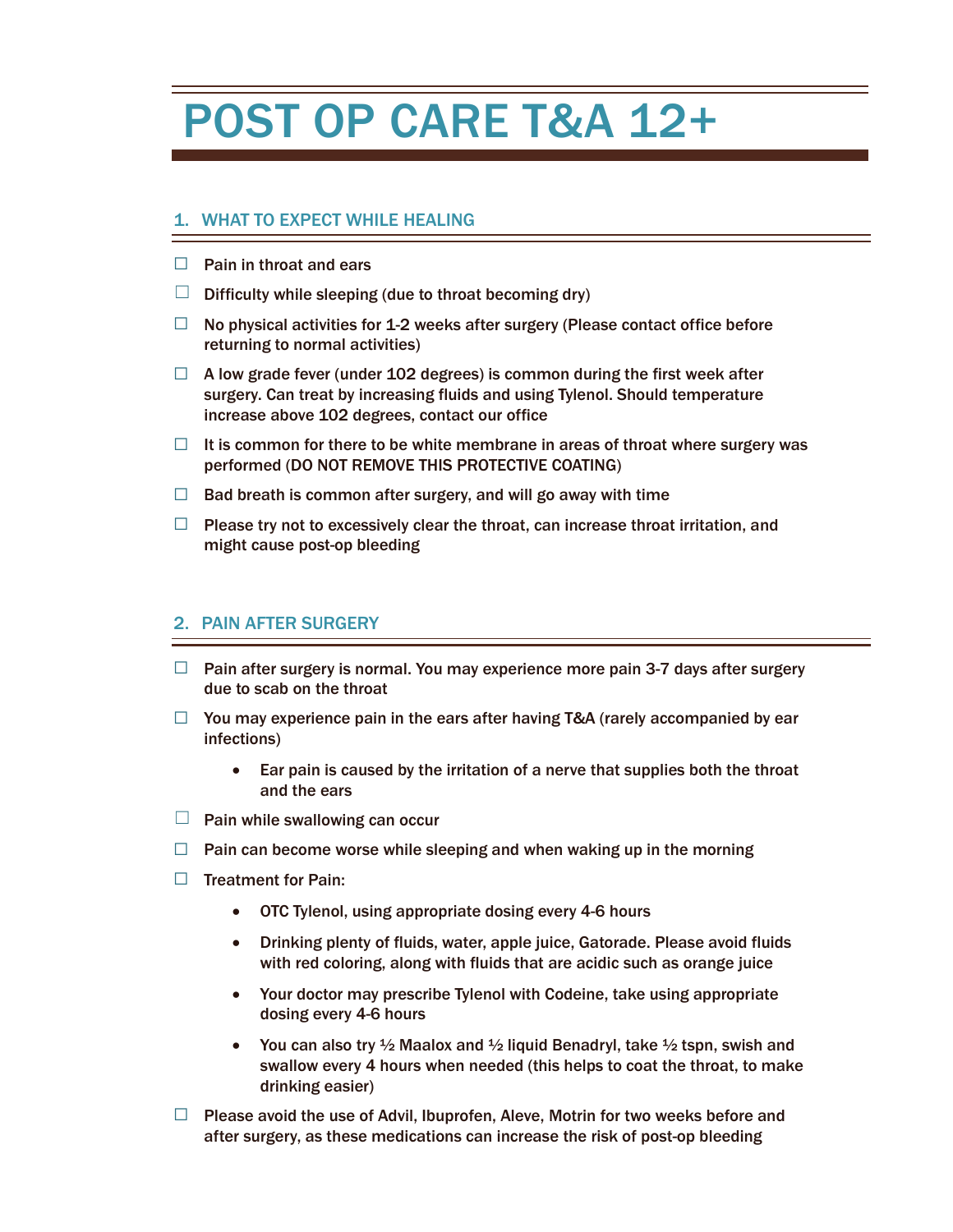# POST OP CARE T&A 12+

## 1. WHAT TO EXPECT WHILE HEALING

- ☐ Pain in throat and ears
- ☐ Difficulty while sleeping (due to throat becoming dry)
- ☐ No physical activities for 1-2 weeks after surgery (Please contact office before returning to normal activities)
- ☐ A low grade fever (under 102 degrees) is common during the first week after surgery. Can treat by increasing fluids and using Tylenol. Should temperature increase above 102 degrees, contact our office
- ☐ It is common for there to be white membrane in areas of throat where surgery was performed (DO NOT REMOVE THIS PROTECTIVE COATING)
- ☐ Bad breath is common after surgery, and will go away with time
- ☐ Please try not to excessively clear the throat, can increase throat irritation, and might cause post-op bleeding

## 2. PAIN AFTER SURGERY

- ☐ Pain after surgery is normal. You may experience more pain 3-7 days after surgery due to scab on the throat
- ☐ You may experience pain in the ears after having T&A (rarely accompanied by ear infections)
  - Ear pain is caused by the irritation of a nerve that supplies both the throat and the ears
- ☐ Pain while swallowing can occur
- ☐ Pain can become worse while sleeping and when waking up in the morning
- ☐ Treatment for Pain:
  - OTC Tylenol, using appropriate dosing every 4-6 hours
  - Drinking plenty of fluids, water, apple juice, Gatorade. Please avoid fluids with red coloring, along with fluids that are acidic such as orange juice
  - Your doctor may prescribe Tylenol with Codeine, take using appropriate dosing every 4-6 hours
  - You can also try ½ Maalox and ½ liquid Benadryl, take ½ tspn, swish and swallow every 4 hours when needed (this helps to coat the throat, to make drinking easier)
- ☐ Please avoid the use of Advil, Ibuprofen, Aleve, Motrin for two weeks before and after surgery, as these medications can increase the risk of post-op bleeding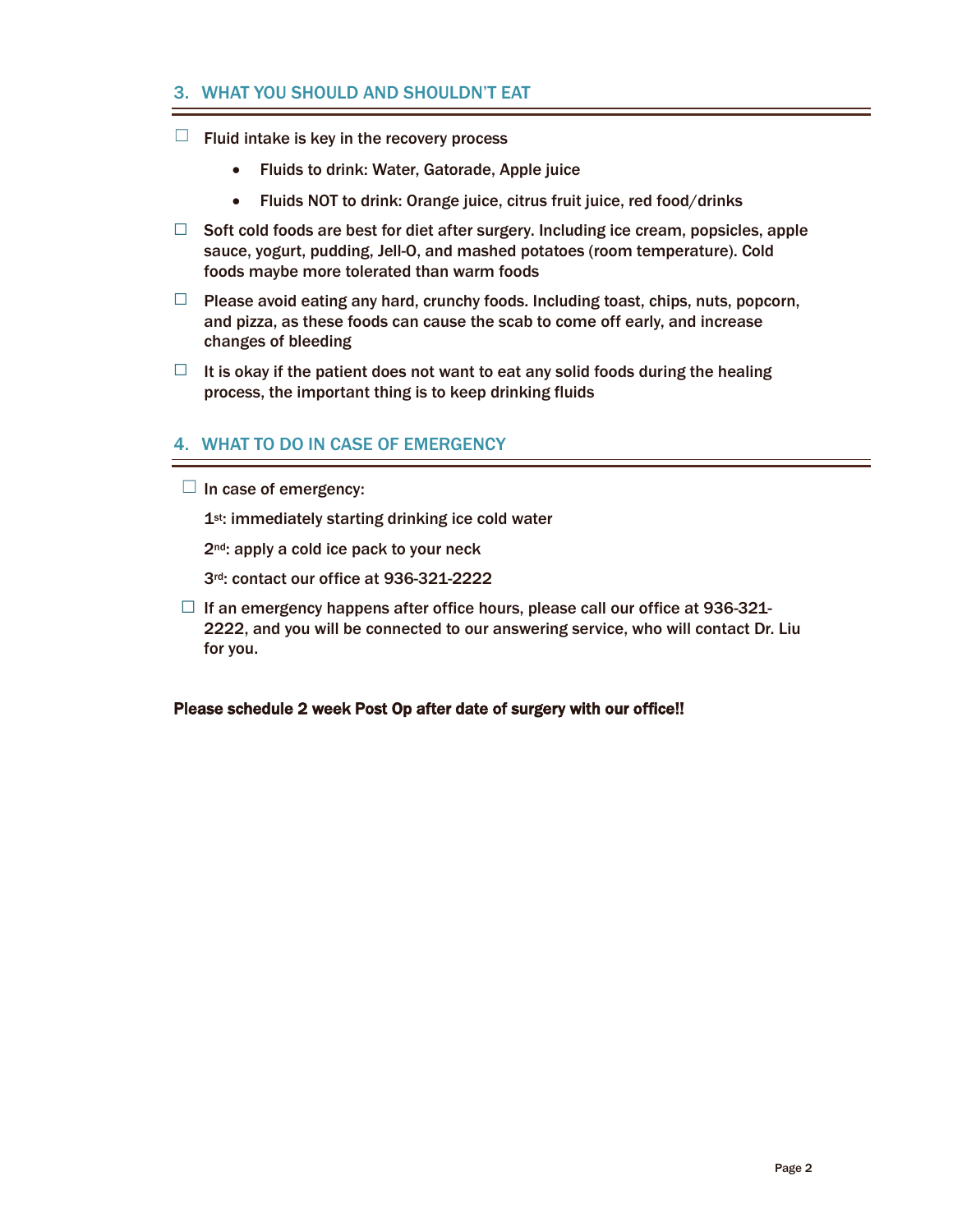## 3. WHAT YOU SHOULD AND SHOULDN'T EAT

- ☐ Fluid intake is key in the recovery process
  - Fluids to drink: Water, Gatorade, Apple juice
  - Fluids NOT to drink: Orange juice, citrus fruit juice, red food/drinks
- ☐ Soft cold foods are best for diet after surgery. Including ice cream, popsicles, apple sauce, yogurt, pudding, Jell-O, and mashed potatoes (room temperature). Cold foods maybe more tolerated than warm foods
- ☐ Please avoid eating any hard, crunchy foods. Including toast, chips, nuts, popcorn, and pizza, as these foods can cause the scab to come off early, and increase changes of bleeding
- ☐ It is okay if the patient does not want to eat any solid foods during the healing process, the important thing is to keep drinking fluids

## 4. WHAT TO DO IN CASE OF EMERGENCY

- ☐ In case of emergency:

  1st: immediately starting drinking ice cold water

  2nd: apply a cold ice pack to your neck

  3rd: contact our office at 936-321-2222
- ☐ If an emergency happens after office hours, please call our office at 936-321-2222, and you will be connected to our answering service, who will contact Dr. Liu for you.

**Please schedule 2 week Post Op after date of surgery with our office!!**